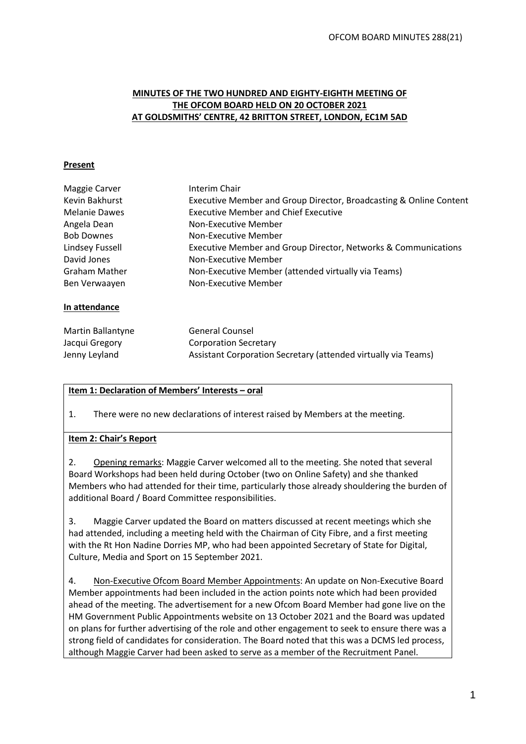**MINUTES OF THE TWO HUNDRED AND EIGHTY-EIGHTH MEETING OF THE OFCOM BOARD HELD ON 20 OCTOBER 2021 AT GOLDSMITHS' CENTRE, 42 BRITTON STREET, LONDON, EC1M 5AD**

**Present**

| | |
|---|---|
| Maggie Carver | Interim Chair |
| Kevin Bakhurst | Executive Member and Group Director, Broadcasting & Online Content |
| Melanie Dawes | Executive Member and Chief Executive |
| Angela Dean | Non-Executive Member |
| Bob Downes | Non-Executive Member |
| Lindsey Fussell | Executive Member and Group Director, Networks & Communications |
| David Jones | Non-Executive Member |
| Graham Mather | Non-Executive Member (attended virtually via Teams) |
| Ben Verwaayen | Non-Executive Member |

**In attendance**

| | |
|---|---|
| Martin Ballantyne | General Counsel |
| Jacqui Gregory | Corporation Secretary |
| Jenny Leyland | Assistant Corporation Secretary (attended virtually via Teams) |

**Item 1: Declaration of Members' Interests – oral**

1. There were no new declarations of interest raised by Members at the meeting.

**Item 2: Chair's Report**

2. Opening remarks: Maggie Carver welcomed all to the meeting. She noted that several Board Workshops had been held during October (two on Online Safety) and she thanked Members who had attended for their time, particularly those already shouldering the burden of additional Board / Board Committee responsibilities.

3. Maggie Carver updated the Board on matters discussed at recent meetings which she had attended, including a meeting held with the Chairman of City Fibre, and a first meeting with the Rt Hon Nadine Dorries MP, who had been appointed Secretary of State for Digital, Culture, Media and Sport on 15 September 2021.

4. Non-Executive Ofcom Board Member Appointments: An update on Non-Executive Board Member appointments had been included in the action points note which had been provided ahead of the meeting. The advertisement for a new Ofcom Board Member had gone live on the HM Government Public Appointments website on 13 October 2021 and the Board was updated on plans for further advertising of the role and other engagement to seek to ensure there was a strong field of candidates for consideration. The Board noted that this was a DCMS led process, although Maggie Carver had been asked to serve as a member of the Recruitment Panel.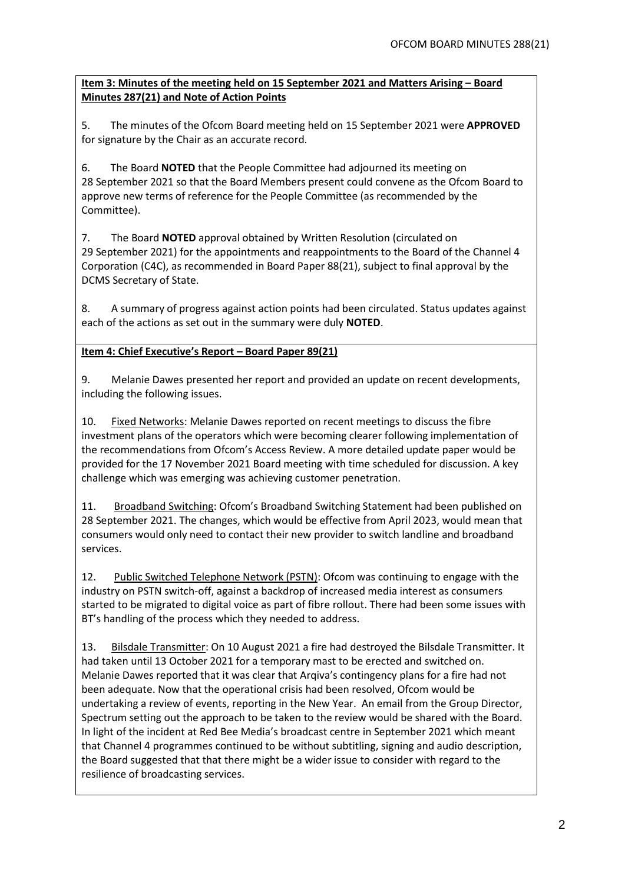**Item 3: Minutes of the meeting held on 15 September 2021 and Matters Arising – Board Minutes 287(21) and Note of Action Points**

5. The minutes of the Ofcom Board meeting held on 15 September 2021 were **APPROVED** for signature by the Chair as an accurate record.

6. The Board **NOTED** that the People Committee had adjourned its meeting on 28 September 2021 so that the Board Members present could convene as the Ofcom Board to approve new terms of reference for the People Committee (as recommended by the Committee).

7. The Board **NOTED** approval obtained by Written Resolution (circulated on 29 September 2021) for the appointments and reappointments to the Board of the Channel 4 Corporation (C4C), as recommended in Board Paper 88(21), subject to final approval by the DCMS Secretary of State.

8. A summary of progress against action points had been circulated. Status updates against each of the actions as set out in the summary were duly **NOTED**.

**Item 4: Chief Executive's Report – Board Paper 89(21)**

9. Melanie Dawes presented her report and provided an update on recent developments, including the following issues.

10. Fixed Networks: Melanie Dawes reported on recent meetings to discuss the fibre investment plans of the operators which were becoming clearer following implementation of the recommendations from Ofcom's Access Review. A more detailed update paper would be provided for the 17 November 2021 Board meeting with time scheduled for discussion. A key challenge which was emerging was achieving customer penetration.

11. Broadband Switching: Ofcom's Broadband Switching Statement had been published on 28 September 2021. The changes, which would be effective from April 2023, would mean that consumers would only need to contact their new provider to switch landline and broadband services.

12. Public Switched Telephone Network (PSTN): Ofcom was continuing to engage with the industry on PSTN switch-off, against a backdrop of increased media interest as consumers started to be migrated to digital voice as part of fibre rollout. There had been some issues with BT's handling of the process which they needed to address.

13. Bilsdale Transmitter: On 10 August 2021 a fire had destroyed the Bilsdale Transmitter. It had taken until 13 October 2021 for a temporary mast to be erected and switched on. Melanie Dawes reported that it was clear that Arqiva's contingency plans for a fire had not been adequate. Now that the operational crisis had been resolved, Ofcom would be undertaking a review of events, reporting in the New Year. An email from the Group Director, Spectrum setting out the approach to be taken to the review would be shared with the Board. In light of the incident at Red Bee Media's broadcast centre in September 2021 which meant that Channel 4 programmes continued to be without subtitling, signing and audio description, the Board suggested that that there might be a wider issue to consider with regard to the resilience of broadcasting services.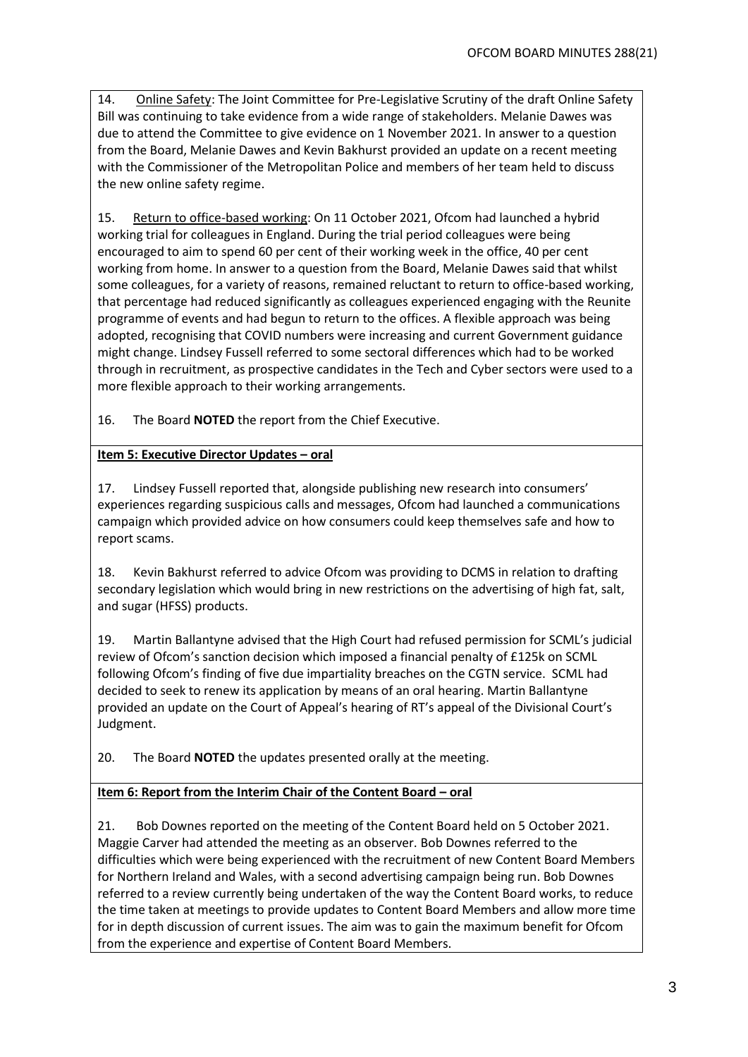14. Online Safety: The Joint Committee for Pre-Legislative Scrutiny of the draft Online Safety Bill was continuing to take evidence from a wide range of stakeholders. Melanie Dawes was due to attend the Committee to give evidence on 1 November 2021. In answer to a question from the Board, Melanie Dawes and Kevin Bakhurst provided an update on a recent meeting with the Commissioner of the Metropolitan Police and members of her team held to discuss the new online safety regime.

15. Return to office-based working: On 11 October 2021, Ofcom had launched a hybrid working trial for colleagues in England. During the trial period colleagues were being encouraged to aim to spend 60 per cent of their working week in the office, 40 per cent working from home. In answer to a question from the Board, Melanie Dawes said that whilst some colleagues, for a variety of reasons, remained reluctant to return to office-based working, that percentage had reduced significantly as colleagues experienced engaging with the Reunite programme of events and had begun to return to the offices. A flexible approach was being adopted, recognising that COVID numbers were increasing and current Government guidance might change. Lindsey Fussell referred to some sectoral differences which had to be worked through in recruitment, as prospective candidates in the Tech and Cyber sectors were used to a more flexible approach to their working arrangements.

16. The Board **NOTED** the report from the Chief Executive.

**Item 5: Executive Director Updates – oral**

17. Lindsey Fussell reported that, alongside publishing new research into consumers' experiences regarding suspicious calls and messages, Ofcom had launched a communications campaign which provided advice on how consumers could keep themselves safe and how to report scams.

18. Kevin Bakhurst referred to advice Ofcom was providing to DCMS in relation to drafting secondary legislation which would bring in new restrictions on the advertising of high fat, salt, and sugar (HFSS) products.

19. Martin Ballantyne advised that the High Court had refused permission for SCML's judicial review of Ofcom's sanction decision which imposed a financial penalty of £125k on SCML following Ofcom's finding of five due impartiality breaches on the CGTN service. SCML had decided to seek to renew its application by means of an oral hearing. Martin Ballantyne provided an update on the Court of Appeal's hearing of RT's appeal of the Divisional Court's Judgment.

20. The Board **NOTED** the updates presented orally at the meeting.

**Item 6: Report from the Interim Chair of the Content Board – oral**

21. Bob Downes reported on the meeting of the Content Board held on 5 October 2021. Maggie Carver had attended the meeting as an observer. Bob Downes referred to the difficulties which were being experienced with the recruitment of new Content Board Members for Northern Ireland and Wales, with a second advertising campaign being run. Bob Downes referred to a review currently being undertaken of the way the Content Board works, to reduce the time taken at meetings to provide updates to Content Board Members and allow more time for in depth discussion of current issues. The aim was to gain the maximum benefit for Ofcom from the experience and expertise of Content Board Members.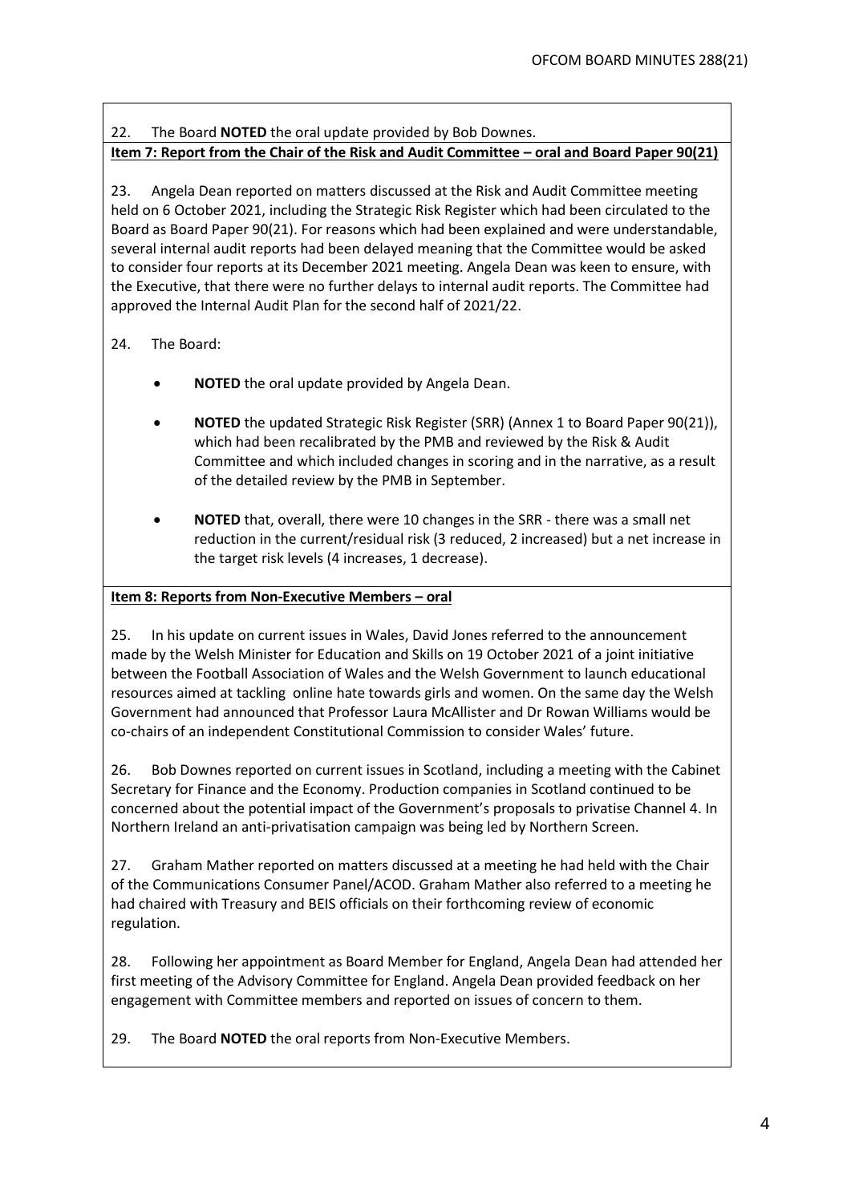22. The Board **NOTED** the oral update provided by Bob Downes.

**Item 7: Report from the Chair of the Risk and Audit Committee – oral and Board Paper 90(21)**

23. Angela Dean reported on matters discussed at the Risk and Audit Committee meeting held on 6 October 2021, including the Strategic Risk Register which had been circulated to the Board as Board Paper 90(21). For reasons which had been explained and were understandable, several internal audit reports had been delayed meaning that the Committee would be asked to consider four reports at its December 2021 meeting. Angela Dean was keen to ensure, with the Executive, that there were no further delays to internal audit reports. The Committee had approved the Internal Audit Plan for the second half of 2021/22.

24. The Board:

- **NOTED** the oral update provided by Angela Dean.
- **NOTED** the updated Strategic Risk Register (SRR) (Annex 1 to Board Paper 90(21)), which had been recalibrated by the PMB and reviewed by the Risk & Audit Committee and which included changes in scoring and in the narrative, as a result of the detailed review by the PMB in September.
- **NOTED** that, overall, there were 10 changes in the SRR - there was a small net reduction in the current/residual risk (3 reduced, 2 increased) but a net increase in the target risk levels (4 increases, 1 decrease).

**Item 8: Reports from Non-Executive Members – oral**

25. In his update on current issues in Wales, David Jones referred to the announcement made by the Welsh Minister for Education and Skills on 19 October 2021 of a joint initiative between the Football Association of Wales and the Welsh Government to launch educational resources aimed at tackling online hate towards girls and women. On the same day the Welsh Government had announced that Professor Laura McAllister and Dr Rowan Williams would be co-chairs of an independent Constitutional Commission to consider Wales' future.

26. Bob Downes reported on current issues in Scotland, including a meeting with the Cabinet Secretary for Finance and the Economy. Production companies in Scotland continued to be concerned about the potential impact of the Government's proposals to privatise Channel 4. In Northern Ireland an anti-privatisation campaign was being led by Northern Screen.

27. Graham Mather reported on matters discussed at a meeting he had held with the Chair of the Communications Consumer Panel/ACOD. Graham Mather also referred to a meeting he had chaired with Treasury and BEIS officials on their forthcoming review of economic regulation.

28. Following her appointment as Board Member for England, Angela Dean had attended her first meeting of the Advisory Committee for England. Angela Dean provided feedback on her engagement with Committee members and reported on issues of concern to them.

29. The Board **NOTED** the oral reports from Non-Executive Members.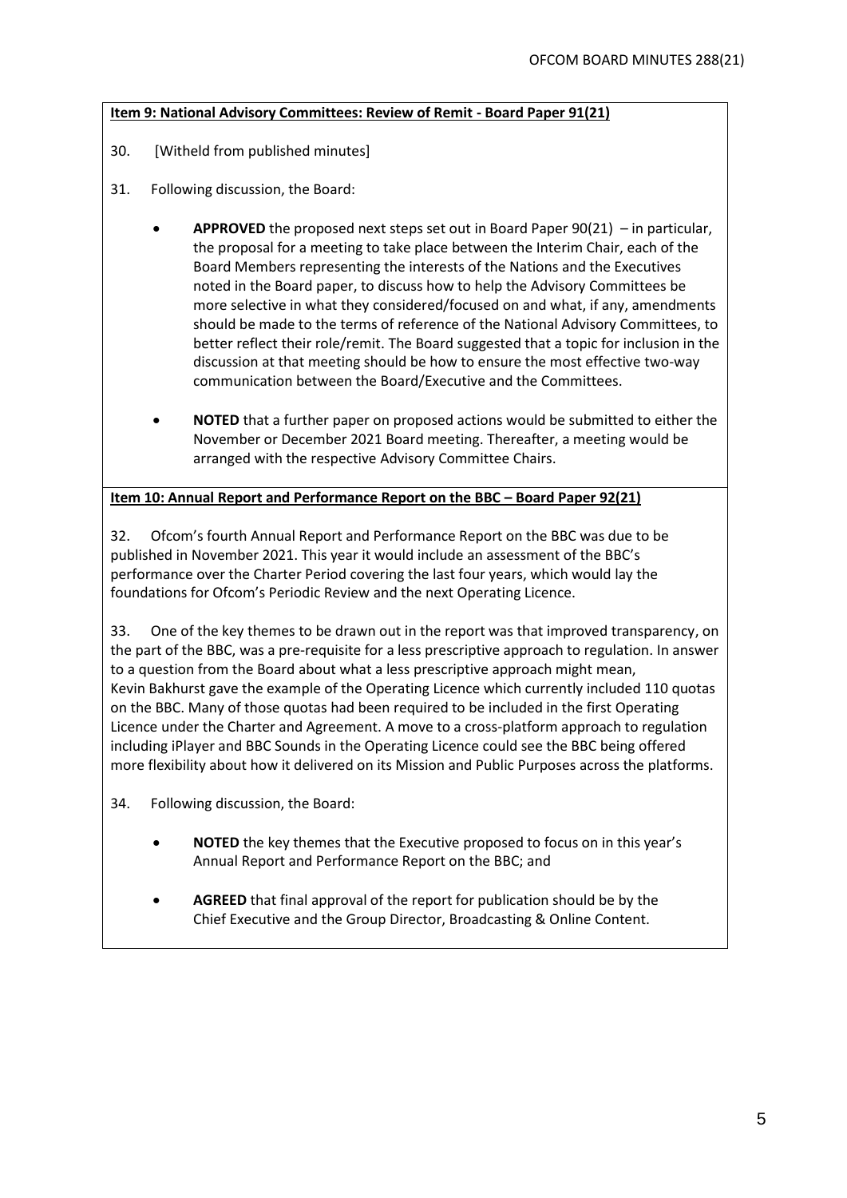**Item 9: National Advisory Committees: Review of Remit - Board Paper 91(21)**

30. [Witheld from published minutes]

31. Following discussion, the Board:

- **APPROVED** the proposed next steps set out in Board Paper 90(21) – in particular, the proposal for a meeting to take place between the Interim Chair, each of the Board Members representing the interests of the Nations and the Executives noted in the Board paper, to discuss how to help the Advisory Committees be more selective in what they considered/focused on and what, if any, amendments should be made to the terms of reference of the National Advisory Committees, to better reflect their role/remit. The Board suggested that a topic for inclusion in the discussion at that meeting should be how to ensure the most effective two-way communication between the Board/Executive and the Committees.

- **NOTED** that a further paper on proposed actions would be submitted to either the November or December 2021 Board meeting. Thereafter, a meeting would be arranged with the respective Advisory Committee Chairs.

**Item 10: Annual Report and Performance Report on the BBC – Board Paper 92(21)**

32. Ofcom's fourth Annual Report and Performance Report on the BBC was due to be published in November 2021. This year it would include an assessment of the BBC's performance over the Charter Period covering the last four years, which would lay the foundations for Ofcom's Periodic Review and the next Operating Licence.

33. One of the key themes to be drawn out in the report was that improved transparency, on the part of the BBC, was a pre-requisite for a less prescriptive approach to regulation. In answer to a question from the Board about what a less prescriptive approach might mean, Kevin Bakhurst gave the example of the Operating Licence which currently included 110 quotas on the BBC. Many of those quotas had been required to be included in the first Operating Licence under the Charter and Agreement. A move to a cross-platform approach to regulation including iPlayer and BBC Sounds in the Operating Licence could see the BBC being offered more flexibility about how it delivered on its Mission and Public Purposes across the platforms.

34. Following discussion, the Board:

- **NOTED** the key themes that the Executive proposed to focus on in this year's Annual Report and Performance Report on the BBC; and

- **AGREED** that final approval of the report for publication should be by the Chief Executive and the Group Director, Broadcasting & Online Content.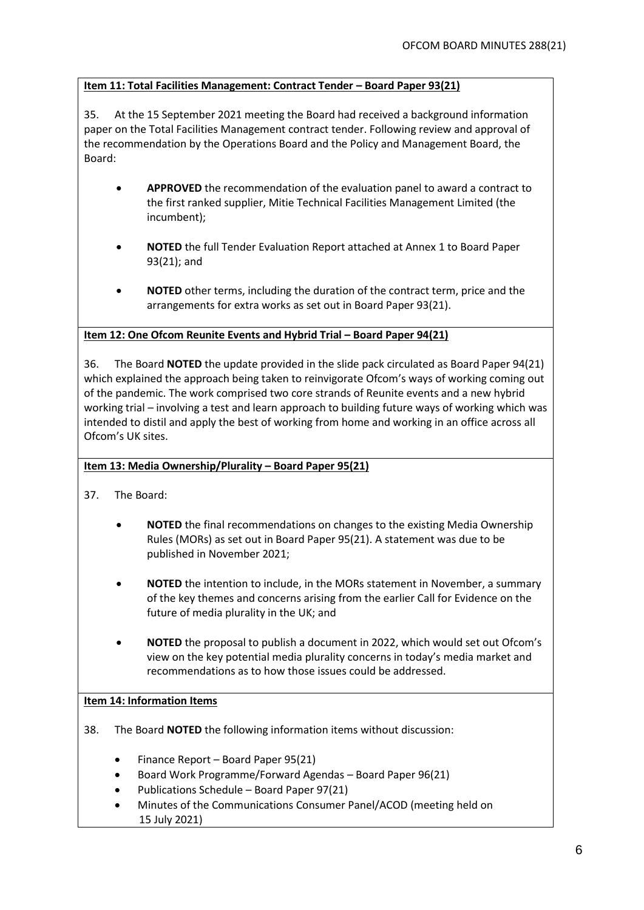**Item 11: Total Facilities Management: Contract Tender – Board Paper 93(21)**

35. At the 15 September 2021 meeting the Board had received a background information paper on the Total Facilities Management contract tender. Following review and approval of the recommendation by the Operations Board and the Policy and Management Board, the Board:

- **APPROVED** the recommendation of the evaluation panel to award a contract to the first ranked supplier, Mitie Technical Facilities Management Limited (the incumbent);
- **NOTED** the full Tender Evaluation Report attached at Annex 1 to Board Paper 93(21); and
- **NOTED** other terms, including the duration of the contract term, price and the arrangements for extra works as set out in Board Paper 93(21).

**Item 12: One Ofcom Reunite Events and Hybrid Trial – Board Paper 94(21)**

36. The Board **NOTED** the update provided in the slide pack circulated as Board Paper 94(21) which explained the approach being taken to reinvigorate Ofcom's ways of working coming out of the pandemic. The work comprised two core strands of Reunite events and a new hybrid working trial – involving a test and learn approach to building future ways of working which was intended to distil and apply the best of working from home and working in an office across all Ofcom's UK sites.

**Item 13: Media Ownership/Plurality – Board Paper 95(21)**

37. The Board:

- **NOTED** the final recommendations on changes to the existing Media Ownership Rules (MORs) as set out in Board Paper 95(21). A statement was due to be published in November 2021;
- **NOTED** the intention to include, in the MORs statement in November, a summary of the key themes and concerns arising from the earlier Call for Evidence on the future of media plurality in the UK; and
- **NOTED** the proposal to publish a document in 2022, which would set out Ofcom's view on the key potential media plurality concerns in today's media market and recommendations as to how those issues could be addressed.

**Item 14: Information Items**

38. The Board **NOTED** the following information items without discussion:

- Finance Report – Board Paper 95(21)
- Board Work Programme/Forward Agendas – Board Paper 96(21)
- Publications Schedule – Board Paper 97(21)
- Minutes of the Communications Consumer Panel/ACOD (meeting held on 15 July 2021)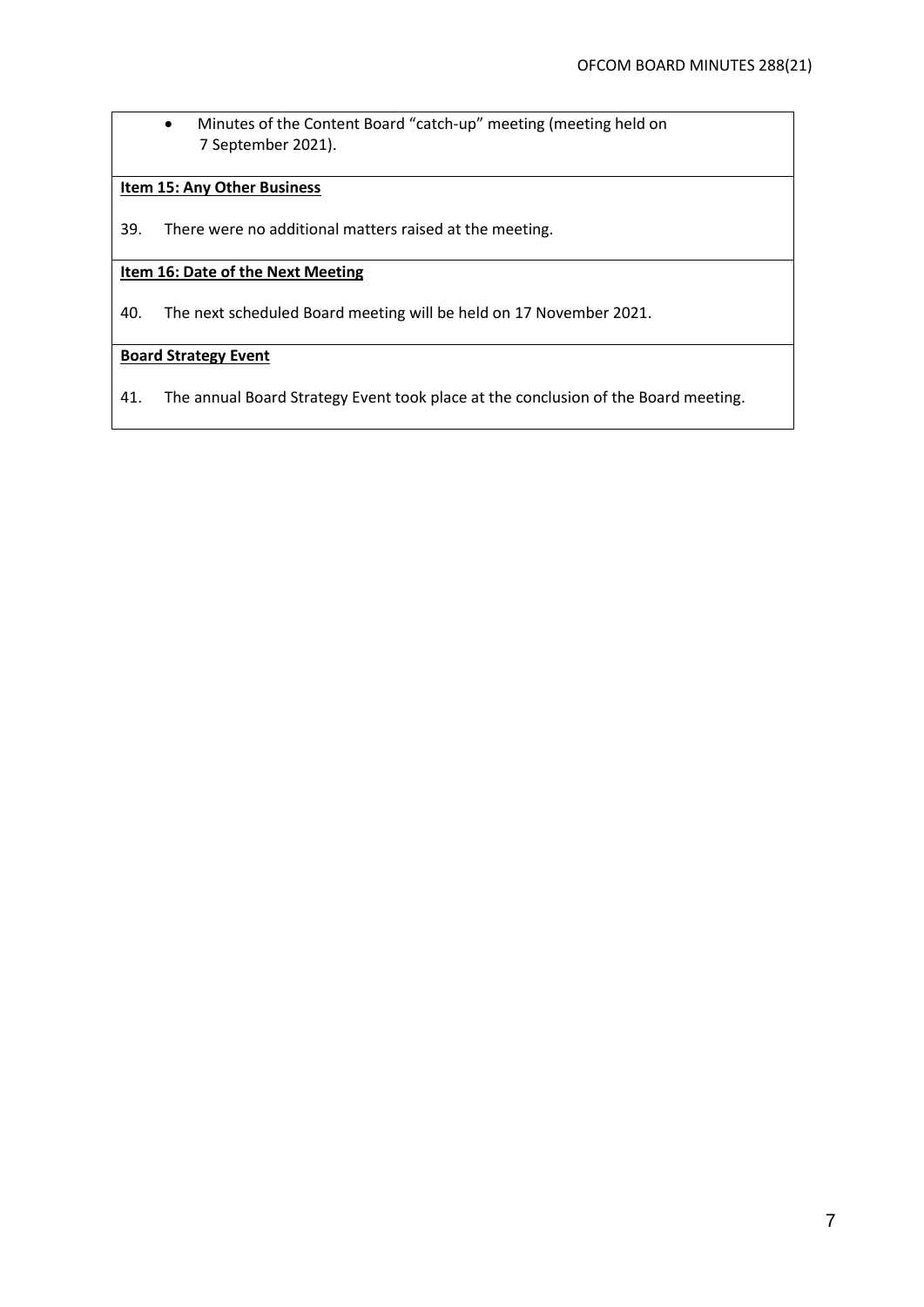- Minutes of the Content Board "catch-up" meeting (meeting held on 7 September 2021).

**Item 15: Any Other Business**

39. There were no additional matters raised at the meeting.

**Item 16: Date of the Next Meeting**

40. The next scheduled Board meeting will be held on 17 November 2021.

**Board Strategy Event**

41. The annual Board Strategy Event took place at the conclusion of the Board meeting.